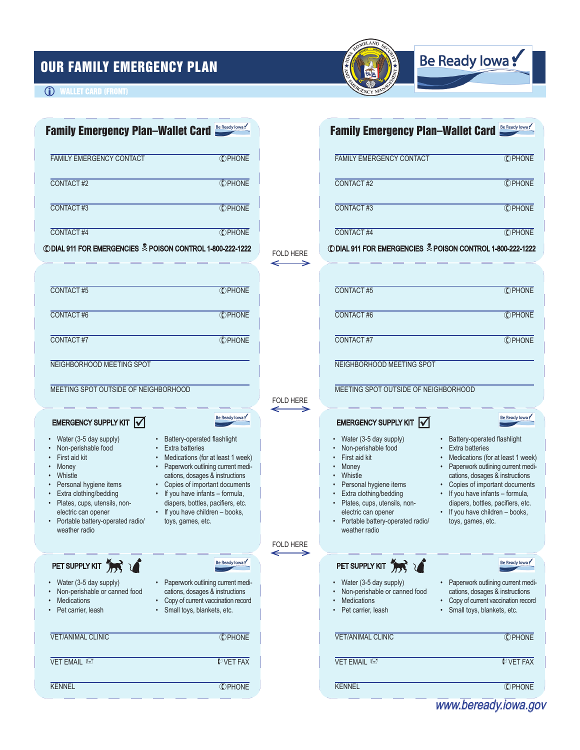# OUR FAMILY EMERGENCY PLAN

WALLET CARD (FRONT)

Be Ready Iowa

## Family Emergency Plan–Wallet Card

FAMILY EMERGENCY CONTACT ______ PHONE ______

CONTACT #2 ______ PHONE ______

CONTACT #3 ______ PHONE ______

CONTACT #4 ______ PHONE ______

DIAL 911 FOR EMERGENCIES  POISON CONTROL 1-800-222-1222

FOLD HERE

CONTACT #5 ______ PHONE ______

CONTACT #6 ______ PHONE ______

CONTACT #7 ______ PHONE ______

NEIGHBORHOOD MEETING SPOT ______

MEETING SPOT OUTSIDE OF NEIGHBORHOOD ______

FOLD HERE

### EMERGENCY SUPPLY KIT

- Water (3-5 day supply)
- Non-perishable food
- First aid kit
- Money
- Whistle
- Personal hygiene items
- Extra clothing/bedding
- Plates, cups, utensils, non-electric can opener
- Portable battery-operated radio/weather radio
- Battery-operated flashlight
- Extra batteries
- Medications (for at least 1 week)
- Paperwork outlining current medications, dosages & instructions
- Copies of important documents
- If you have infants – formula, diapers, bottles, pacifiers, etc.
- If you have children – books, toys, games, etc.

FOLD HERE

### PET SUPPLY KIT

- Water (3-5 day supply)
- Non-perishable or canned food
- Medications
- Pet carrier, leash
- Paperwork outlining current medications, dosages & instructions
- Copy of current vaccination record
- Small toys, blankets, etc.

VET/ANIMAL CLINIC ______ PHONE ______

VET EMAIL ______ VET FAX ______

KENNEL ______ PHONE ______

www.beready.iowa.gov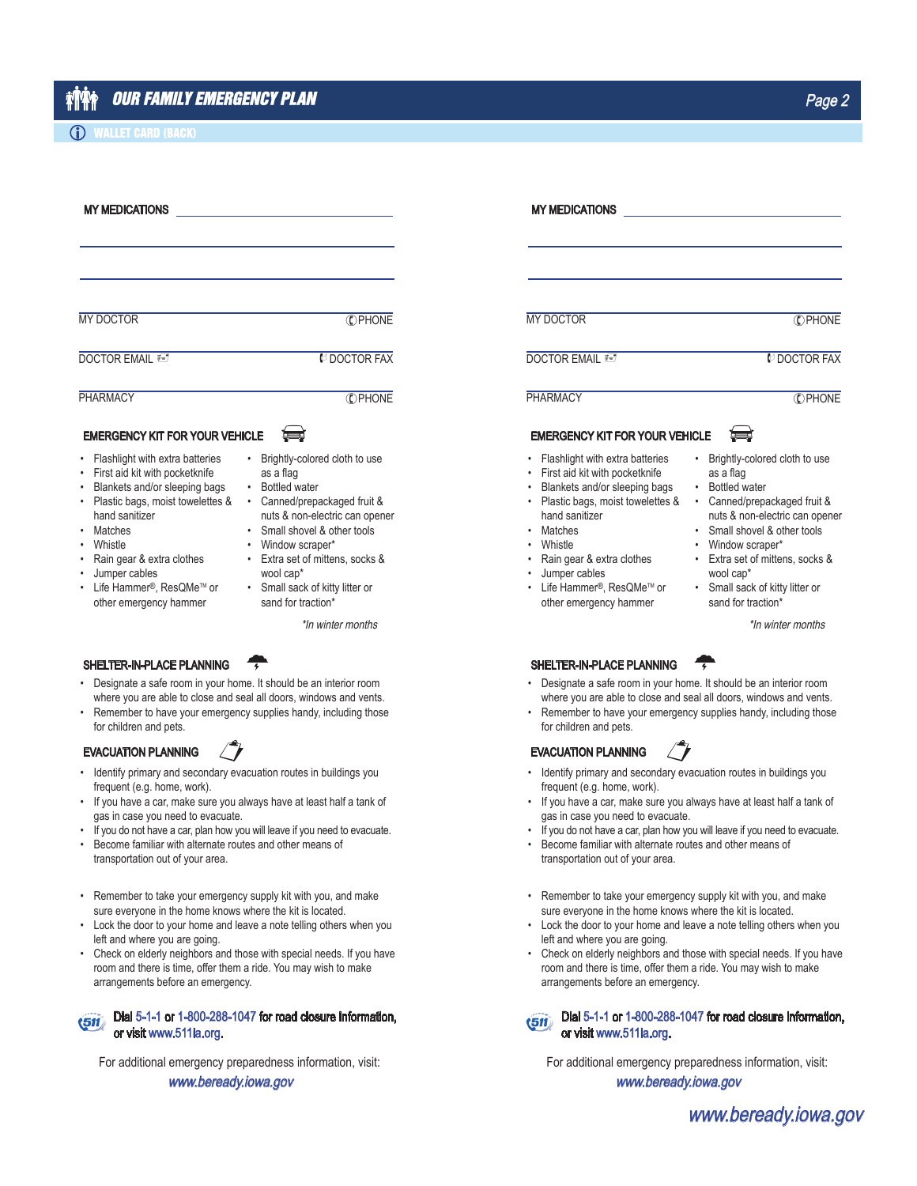# OUR FAMILY EMERGENCY PLAN

## WALLET CARD (BACK)

MY MEDICATIONS ______________________

______________________

______________________

MY DOCTOR ______________________ PHONE ______________________

DOCTOR EMAIL ______________________ DOCTOR FAX ______________________

PHARMACY ______________________ PHONE ______________________

### EMERGENCY KIT FOR YOUR VEHICLE

- Flashlight with extra batteries
- First aid kit with pocketknife
- Blankets and/or sleeping bags
- Plastic bags, moist towelettes & hand sanitizer
- Matches
- Whistle
- Rain gear & extra clothes
- Jumper cables
- Life Hammer®, ResQMe™ or other emergency hammer
- Brightly-colored cloth to use as a flag
- Bottled water
- Canned/prepackaged fruit & nuts & non-electric can opener
- Small shovel & other tools
- Window scraper*
- Extra set of mittens, socks & wool cap*
- Small sack of kitty litter or sand for traction*

*In winter months*

### SHELTER-IN-PLACE PLANNING

- Designate a safe room in your home. It should be an interior room where you are able to close and seal all doors, windows and vents.
- Remember to have your emergency supplies handy, including those for children and pets.

### EVACUATION PLANNING

- Identify primary and secondary evacuation routes in buildings you frequent (e.g. home, work).
- If you have a car, make sure you always have at least half a tank of gas in case you need to evacuate.
- If you do not have a car, plan how you will leave if you need to evacuate.
- Become familiar with alternate routes and other means of transportation out of your area.

- Remember to take your emergency supply kit with you, and make sure everyone in the home knows where the kit is located.
- Lock the door to your home and leave a note telling others when you left and where you are going.
- Check on elderly neighbors and those with special needs. If you have room and there is time, offer them a ride. You may wish to make arrangements before an emergency.

**Dial 5-1-1 or 1-800-288-1047 for road closure information, or visit www.511ia.org.**

For additional emergency preparedness information, visit: *www.beready.iowa.gov*

---

MY MEDICATIONS ______________________

______________________

______________________

MY DOCTOR ______________________ PHONE ______________________

DOCTOR EMAIL ______________________ DOCTOR FAX ______________________

PHARMACY ______________________ PHONE ______________________

### EMERGENCY KIT FOR YOUR VEHICLE

- Flashlight with extra batteries
- First aid kit with pocketknife
- Blankets and/or sleeping bags
- Plastic bags, moist towelettes & hand sanitizer
- Matches
- Whistle
- Rain gear & extra clothes
- Jumper cables
- Life Hammer®, ResQMe™ or other emergency hammer
- Brightly-colored cloth to use as a flag
- Bottled water
- Canned/prepackaged fruit & nuts & non-electric can opener
- Small shovel & other tools
- Window scraper*
- Extra set of mittens, socks & wool cap*
- Small sack of kitty litter or sand for traction*

*In winter months*

### SHELTER-IN-PLACE PLANNING

- Designate a safe room in your home. It should be an interior room where you are able to close and seal all doors, windows and vents.
- Remember to have your emergency supplies handy, including those for children and pets.

### EVACUATION PLANNING

- Identify primary and secondary evacuation routes in buildings you frequent (e.g. home, work).
- If you have a car, make sure you always have at least half a tank of gas in case you need to evacuate.
- If you do not have a car, plan how you will leave if you need to evacuate.
- Become familiar with alternate routes and other means of transportation out of your area.

- Remember to take your emergency supply kit with you, and make sure everyone in the home knows where the kit is located.
- Lock the door to your home and leave a note telling others when you left and where you are going.
- Check on elderly neighbors and those with special needs. If you have room and there is time, offer them a ride. You may wish to make arrangements before an emergency.

**Dial 5-1-1 or 1-800-288-1047 for road closure information, or visit www.511ia.org.**

For additional emergency preparedness information, visit: *www.beready.iowa.gov*

*www.beready.iowa.gov*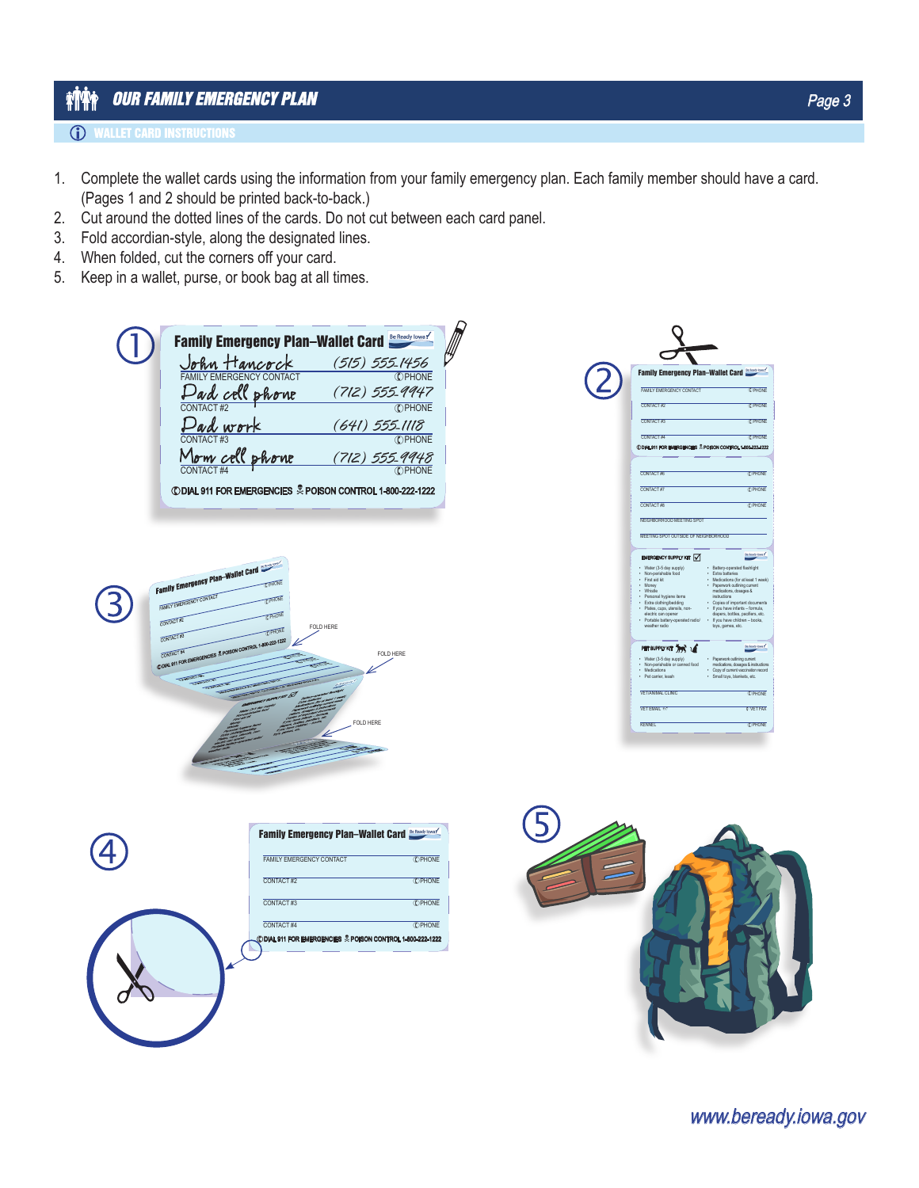## WALLET CARD INSTRUCTIONS

1. Complete the wallet cards using the information from your family emergency plan. Each family member should have a card. (Pages 1 and 2 should be printed back-to-back.)
2. Cut around the dotted lines of the cards. Do not cut between each card panel.
3. Fold accordian-style, along the designated lines.
4. When folded, cut the corners off your card.
5. Keep in a wallet, purse, or book bag at all times.

①

**Family Emergency Plan–Wallet Card**

| | |
|---|---|
| John Hancock | (515) 555-1456 |
| FAMILY EMERGENCY CONTACT | PHONE |
| Dad cell phone | (712) 555-9947 |
| CONTACT #2 | PHONE |
| Dad work | (641) 555-1118 |
| CONTACT #3 | PHONE |
| Mom cell phone | (712) 555-9948 |
| CONTACT #4 | PHONE |

DIAL 911 FOR EMERGENCIES POISON CONTROL 1-800-222-1222

②

③

FOLD HERE

FOLD HERE

FOLD HERE

④

⑤

www.beready.iowa.gov